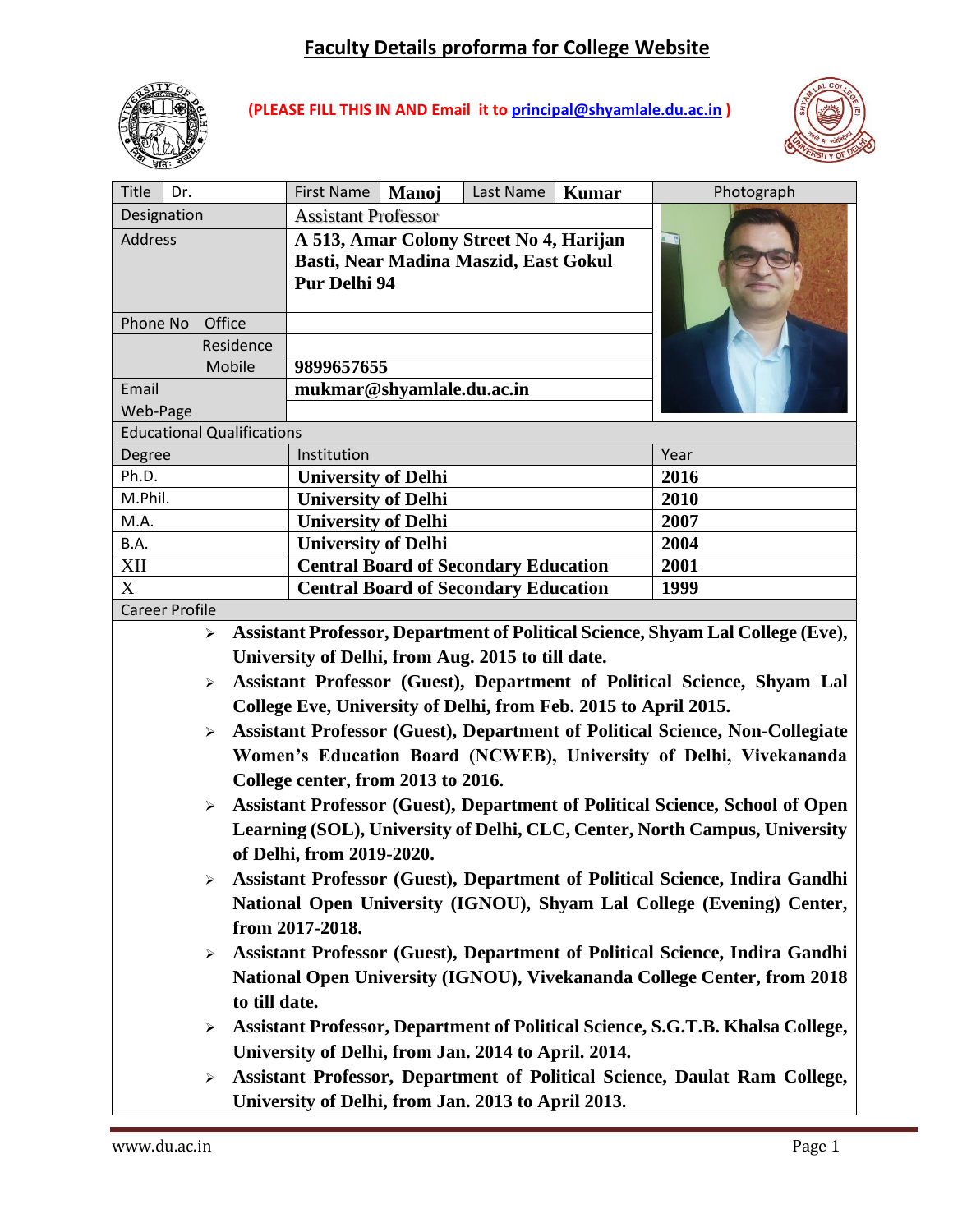# Faculty Details proforma for College Website

**(PLEASE FILL THIS IN AND Email it to principal@shyamlale.du.ac.in )**

| Title | Dr. | First Name | **Manoj** | Last Name | **Kumar** | Photograph |
|---|---|---|---|---|---|---|
| Designation | | Assistant Professor | | | | |
| Address | | **A 513, Amar Colony Street No 4, Harijan Basti, Near Madina Maszid, East Gokul Pur Delhi 94** | | | | |
| Phone No | Office | | | | | |
| | Residence | | | | | |
| | Mobile | **9899657655** | | | | |
| Email | | **mukmar@shyamlale.du.ac.in** | | | | |
| Web-Page | | | | | | |

**Educational Qualifications**

| Degree | Institution | Year |
|---|---|---|
| Ph.D. | **University of Delhi** | **2016** |
| M.Phil. | **University of Delhi** | **2010** |
| M.A. | **University of Delhi** | **2007** |
| B.A. | **University of Delhi** | **2004** |
| XII | **Central Board of Secondary Education** | **2001** |
| X | **Central Board of Secondary Education** | **1999** |

**Career Profile**

- **Assistant Professor, Department of Political Science, Shyam Lal College (Eve), University of Delhi, from Aug. 2015 to till date.**
- **Assistant Professor (Guest), Department of Political Science, Shyam Lal College Eve, University of Delhi, from Feb. 2015 to April 2015.**
- **Assistant Professor (Guest), Department of Political Science, Non-Collegiate Women's Education Board (NCWEB), University of Delhi, Vivekananda College center, from 2013 to 2016.**
- **Assistant Professor (Guest), Department of Political Science, School of Open Learning (SOL), University of Delhi, CLC, Center, North Campus, University of Delhi, from 2019-2020.**
- **Assistant Professor (Guest), Department of Political Science, Indira Gandhi National Open University (IGNOU), Shyam Lal College (Evening) Center, from 2017-2018.**
- **Assistant Professor (Guest), Department of Political Science, Indira Gandhi National Open University (IGNOU), Vivekananda College Center, from 2018 to till date.**
- **Assistant Professor, Department of Political Science, S.G.T.B. Khalsa College, University of Delhi, from Jan. 2014 to April. 2014.**
- **Assistant Professor, Department of Political Science, Daulat Ram College, University of Delhi, from Jan. 2013 to April 2013.**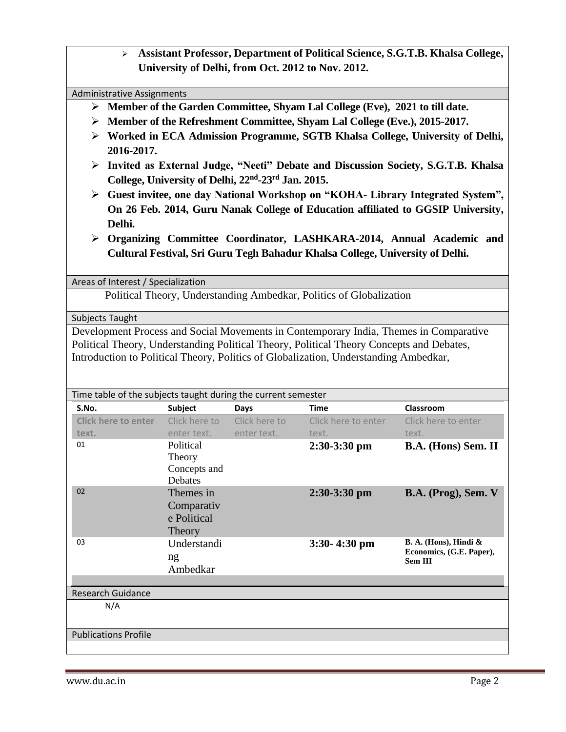- **Assistant Professor, Department of Political Science, S.G.T.B. Khalsa College, University of Delhi, from Oct. 2012 to Nov. 2012.**

## Administrative Assignments

- **Member of the Garden Committee, Shyam Lal College (Eve), 2021 to till date.**
- **Member of the Refreshment Committee, Shyam Lal College (Eve.), 2015-2017.**
- **Worked in ECA Admission Programme, SGTB Khalsa College, University of Delhi, 2016-2017.**
- **Invited as External Judge, "Neeti" Debate and Discussion Society, S.G.T.B. Khalsa College, University of Delhi, 22nd-23rd Jan. 2015.**
- **Guest invitee, one day National Workshop on "KOHA- Library Integrated System", On 26 Feb. 2014, Guru Nanak College of Education affiliated to GGSIP University, Delhi.**
- **Organizing Committee Coordinator, LASHKARA-2014, Annual Academic and Cultural Festival, Sri Guru Tegh Bahadur Khalsa College, University of Delhi.**

## Areas of Interest / Specialization

Political Theory, Understanding Ambedkar, Politics of Globalization

## Subjects Taught

Development Process and Social Movements in Contemporary India, Themes in Comparative Political Theory, Understanding Political Theory, Political Theory Concepts and Debates, Introduction to Political Theory, Politics of Globalization, Understanding Ambedkar,

## Time table of the subjects taught during the current semester

| S.No. | Subject | Days | Time | Classroom |
|---|---|---|---|---|
| Click here to enter text. | Click here to enter text. | Click here to enter text. | Click here to enter text. | Click here to enter text. |
| 01 | Political Theory Concepts and Debates | | **2:30-3:30 pm** | **B.A. (Hons) Sem. II** |
| 02 | Themes in Comparative Political Theory | | **2:30-3:30 pm** | **B.A. (Prog), Sem. V** |
| 03 | Understanding Ambedkar | | **3:30- 4:30 pm** | **B. A. (Hons), Hindi & Economics, (G.E. Paper), Sem III** |

## Research Guidance

N/A

## Publications Profile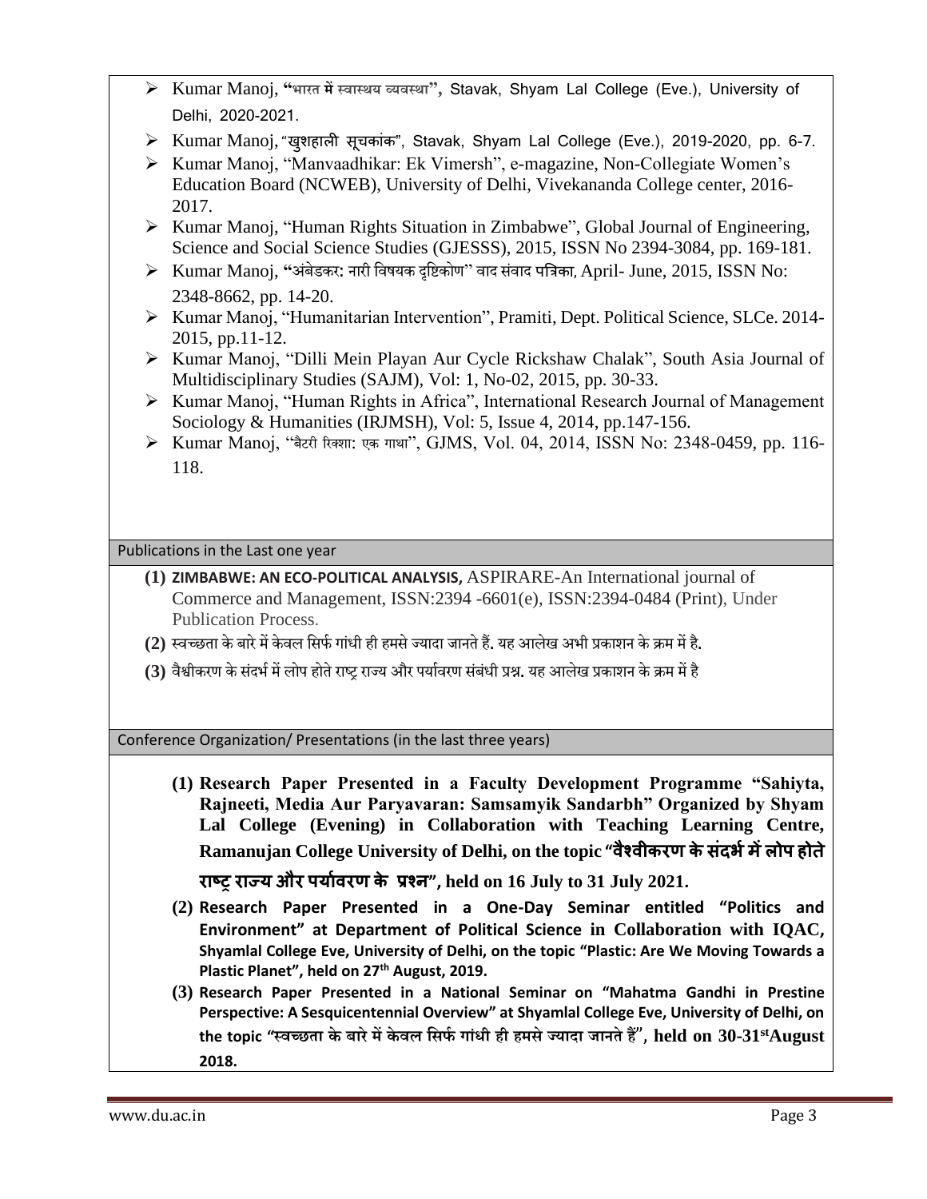- Kumar Manoj, **"भारत में स्वास्थय व्यवस्था",** Stavak, Shyam Lal College (Eve.), University of Delhi, 2020-2021.
- Kumar Manoj, "खुशहाली सूचकांक", Stavak, Shyam Lal College (Eve.), 2019-2020, pp. 6-7.
- Kumar Manoj, "Manvaadhikar: Ek Vimersh", e-magazine, Non-Collegiate Women's Education Board (NCWEB), University of Delhi, Vivekananda College center, 2016-2017.
- Kumar Manoj, "Human Rights Situation in Zimbabwe", Global Journal of Engineering, Science and Social Science Studies (GJESSS), 2015, ISSN No 2394-3084, pp. 169-181.
- Kumar Manoj, **"**अंबेडकर: नारी विषयक दृष्टिकोण" वाद संवाद पत्रिका, April- June, 2015, ISSN No: 2348-8662, pp. 14-20.
- Kumar Manoj, "Humanitarian Intervention", Pramiti, Dept. Political Science, SLCe. 2014-2015, pp.11-12.
- Kumar Manoj, "Dilli Mein Playan Aur Cycle Rickshaw Chalak", South Asia Journal of Multidisciplinary Studies (SAJM), Vol: 1, No-02, 2015, pp. 30-33.
- Kumar Manoj, "Human Rights in Africa", International Research Journal of Management Sociology & Humanities (IRJMSH), Vol: 5, Issue 4, 2014, pp.147-156.
- Kumar Manoj, "बैटरी रिक्शा: एक गाथा", GJMS, Vol. 04, 2014, ISSN No: 2348-0459, pp. 116-118.

## Publications in the Last one year

(1) **ZIMBABWE: AN ECO-POLITICAL ANALYSIS,** ASPIRARE-An International journal of Commerce and Management, ISSN:2394 -6601(e), ISSN:2394-0484 (Print), Under Publication Process.

(2) स्वच्छता के बारे में केवल सिर्फ गांधी ही हमसे ज्यादा जानते हैं. यह आलेख अभी प्रकाशन के क्रम में है.

(3) वैश्वीकरण के संदर्भ में लोप होते राष्ट्र राज्य और पर्यावरण संबंधी प्रश्न. यह आलेख प्रकाशन के क्रम में है

## Conference Organization/ Presentations (in the last three years)

**(1) Research Paper Presented in a Faculty Development Programme "Sahiyta, Rajneeti, Media Aur Paryavaran: Samsamyik Sandarbh" Organized by Shyam Lal College (Evening) in Collaboration with Teaching Learning Centre, Ramanujan College University of Delhi, on the topic "वैश्वीकरण के संदर्भ में लोप होते राष्ट्र राज्य और पर्यावरण के प्रश्न", held on 16 July to 31 July 2021.**

**(2) Research Paper Presented in a One-Day Seminar entitled "Politics and Environment" at Department of Political Science in Collaboration with IQAC, Shyamlal College Eve, University of Delhi, on the topic "Plastic: Are We Moving Towards a Plastic Planet", held on 27th August, 2019.**

**(3) Research Paper Presented in a National Seminar on "Mahatma Gandhi in Prestine Perspective: A Sesquicentennial Overview" at Shyamlal College Eve, University of Delhi, on the topic "स्वच्छता के बारे में केवल सिर्फ गांधी ही हमसे ज्यादा जानते हैं", held on 30-31st August 2018.**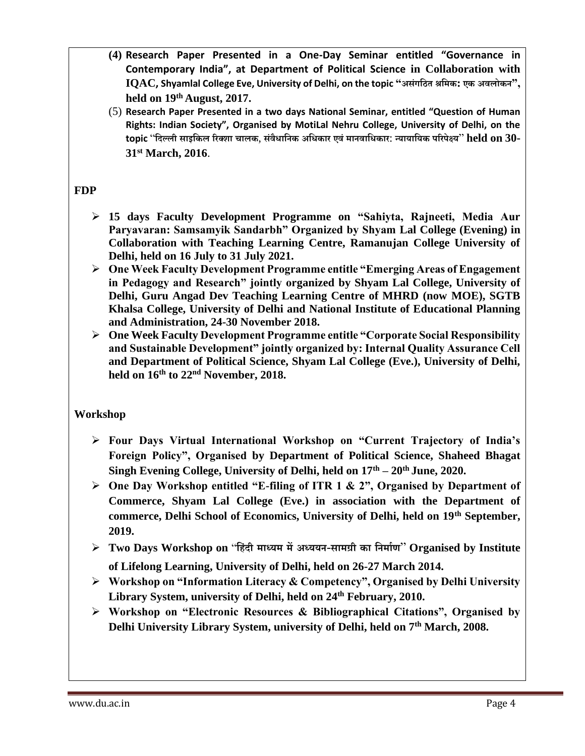(4) **Research Paper Presented in a One-Day Seminar entitled "Governance in Contemporary India", at Department of Political Science in Collaboration with IQAC, Shyamlal College Eve, University of Delhi, on the topic "असंगठित श्रमिक: एक अवलोकन", held on 19th August, 2017.**

(5) **Research Paper Presented in a two days National Seminar, entitled "Question of Human Rights: Indian Society", Organised by MotiLal Nehru College, University of Delhi, on the topic "दिल्ली साइकिल रिक्शा चालक, संवैधानिक अधिकार एवं मानवाधिकार: न्यायायिक परिपेक्ष्य" held on 30-31st March, 2016.**

## FDP

- **15 days Faculty Development Programme on "Sahiyta, Rajneeti, Media Aur Paryavaran: Samsamyik Sandarbh" Organized by Shyam Lal College (Evening) in Collaboration with Teaching Learning Centre, Ramanujan College University of Delhi, held on 16 July to 31 July 2021.**
- **One Week Faculty Development Programme entitle "Emerging Areas of Engagement in Pedagogy and Research" jointly organized by Shyam Lal College, University of Delhi, Guru Angad Dev Teaching Learning Centre of MHRD (now MOE), SGTB Khalsa College, University of Delhi and National Institute of Educational Planning and Administration, 24-30 November 2018.**
- **One Week Faculty Development Programme entitle "Corporate Social Responsibility and Sustainable Development" jointly organized by: Internal Quality Assurance Cell and Department of Political Science, Shyam Lal College (Eve.), University of Delhi, held on 16th to 22nd November, 2018.**

## Workshop

- **Four Days Virtual International Workshop on "Current Trajectory of India's Foreign Policy", Organised by Department of Political Science, Shaheed Bhagat Singh Evening College, University of Delhi, held on 17th – 20th June, 2020.**
- **One Day Workshop entitled "E-filing of ITR 1 & 2", Organised by Department of Commerce, Shyam Lal College (Eve.) in association with the Department of commerce, Delhi School of Economics, University of Delhi, held on 19th September, 2019.**
- **Two Days Workshop on "हिंदी माध्यम में अध्ययन-सामग्री का निर्माण" Organised by Institute of Lifelong Learning, University of Delhi, held on 26-27 March 2014.**
- **Workshop on "Information Literacy & Competency", Organised by Delhi University Library System, university of Delhi, held on 24th February, 2010.**
- **Workshop on "Electronic Resources & Bibliographical Citations", Organised by Delhi University Library System, university of Delhi, held on 7th March, 2008.**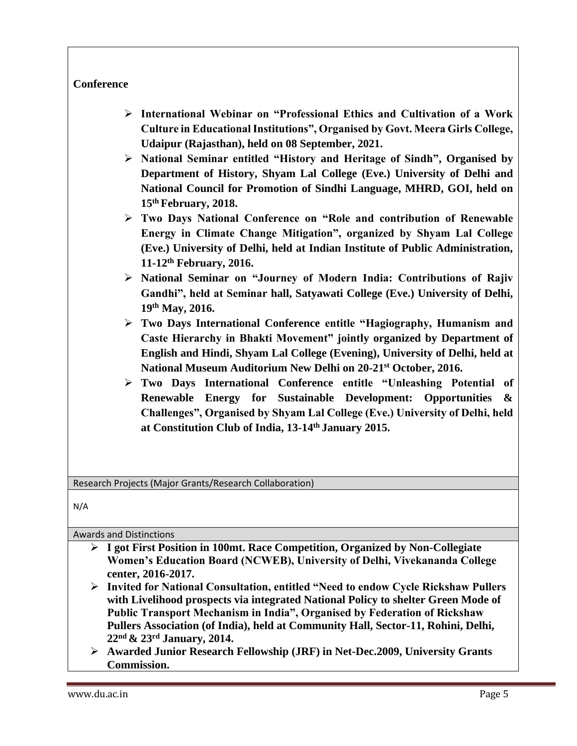**Conference**

- **International Webinar on "Professional Ethics and Cultivation of a Work Culture in Educational Institutions", Organised by Govt. Meera Girls College, Udaipur (Rajasthan), held on 08 September, 2021.**
- **National Seminar entitled "History and Heritage of Sindh", Organised by Department of History, Shyam Lal College (Eve.) University of Delhi and National Council for Promotion of Sindhi Language, MHRD, GOI, held on 15th February, 2018.**
- **Two Days National Conference on "Role and contribution of Renewable Energy in Climate Change Mitigation", organized by Shyam Lal College (Eve.) University of Delhi, held at Indian Institute of Public Administration, 11-12th February, 2016.**
- **National Seminar on "Journey of Modern India: Contributions of Rajiv Gandhi", held at Seminar hall, Satyawati College (Eve.) University of Delhi, 19th May, 2016.**
- **Two Days International Conference entitle "Hagiography, Humanism and Caste Hierarchy in Bhakti Movement" jointly organized by Department of English and Hindi, Shyam Lal College (Evening), University of Delhi, held at National Museum Auditorium New Delhi on 20-21st October, 2016.**
- **Two Days International Conference entitle "Unleashing Potential of Renewable Energy for Sustainable Development: Opportunities & Challenges", Organised by Shyam Lal College (Eve.) University of Delhi, held at Constitution Club of India, 13-14th January 2015.**

## Research Projects (Major Grants/Research Collaboration)

N/A

## Awards and Distinctions

- **I got First Position in 100mt. Race Competition, Organized by Non-Collegiate Women's Education Board (NCWEB), University of Delhi, Vivekananda College center, 2016-2017.**
- **Invited for National Consultation, entitled "Need to endow Cycle Rickshaw Pullers with Livelihood prospects via integrated National Policy to shelter Green Mode of Public Transport Mechanism in India", Organised by Federation of Rickshaw Pullers Association (of India), held at Community Hall, Sector-11, Rohini, Delhi, 22nd & 23rd January, 2014.**
- **Awarded Junior Research Fellowship (JRF) in Net-Dec.2009, University Grants Commission.**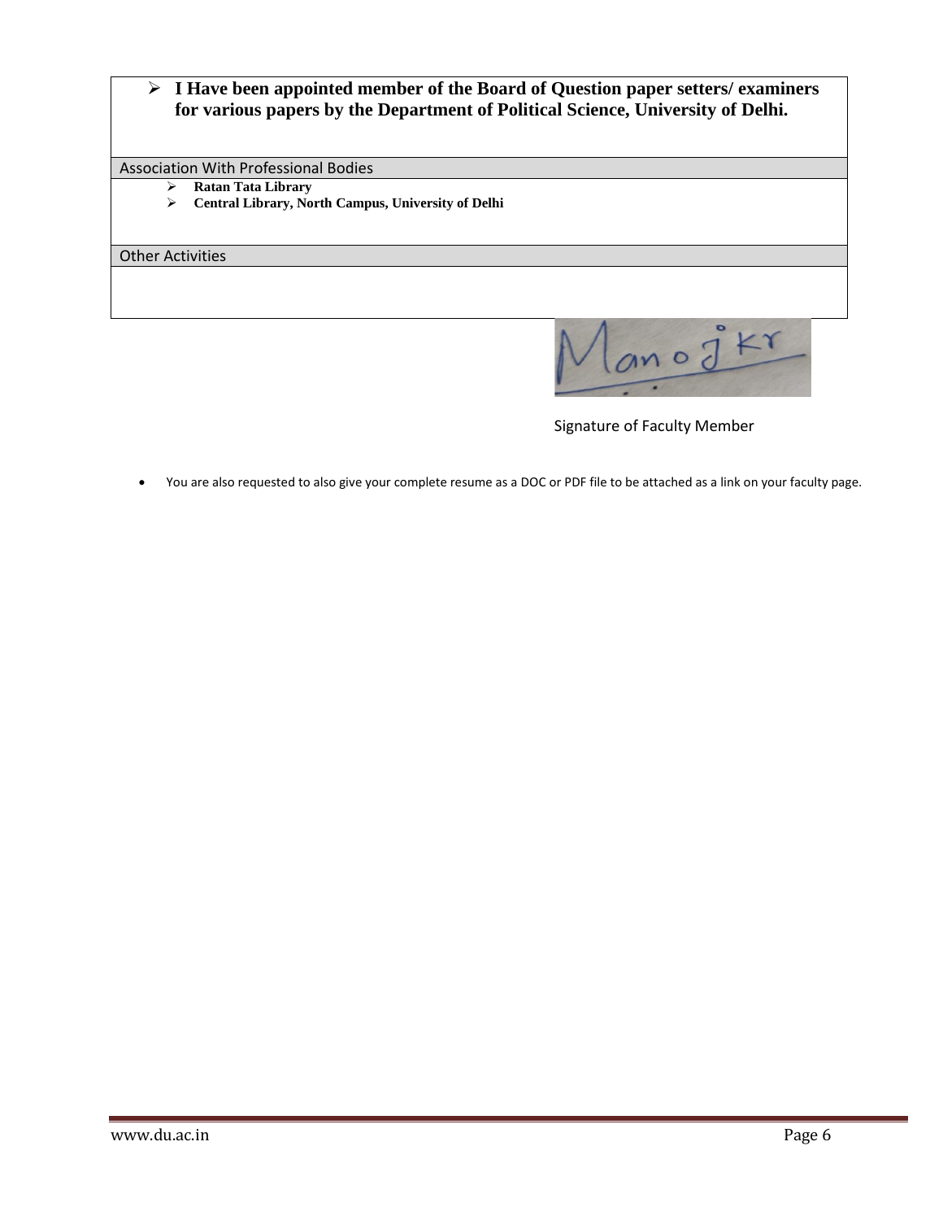- **I Have been appointed member of the Board of Question paper setters/ examiners for various papers by the Department of Political Science, University of Delhi.**

Association With Professional Bodies

- **Ratan Tata Library**
- **Central Library, North Campus, University of Delhi**

Other Activities

Manoj Kr

Signature of Faculty Member

- You are also requested to also give your complete resume as a DOC or PDF file to be attached as a link on your faculty page.